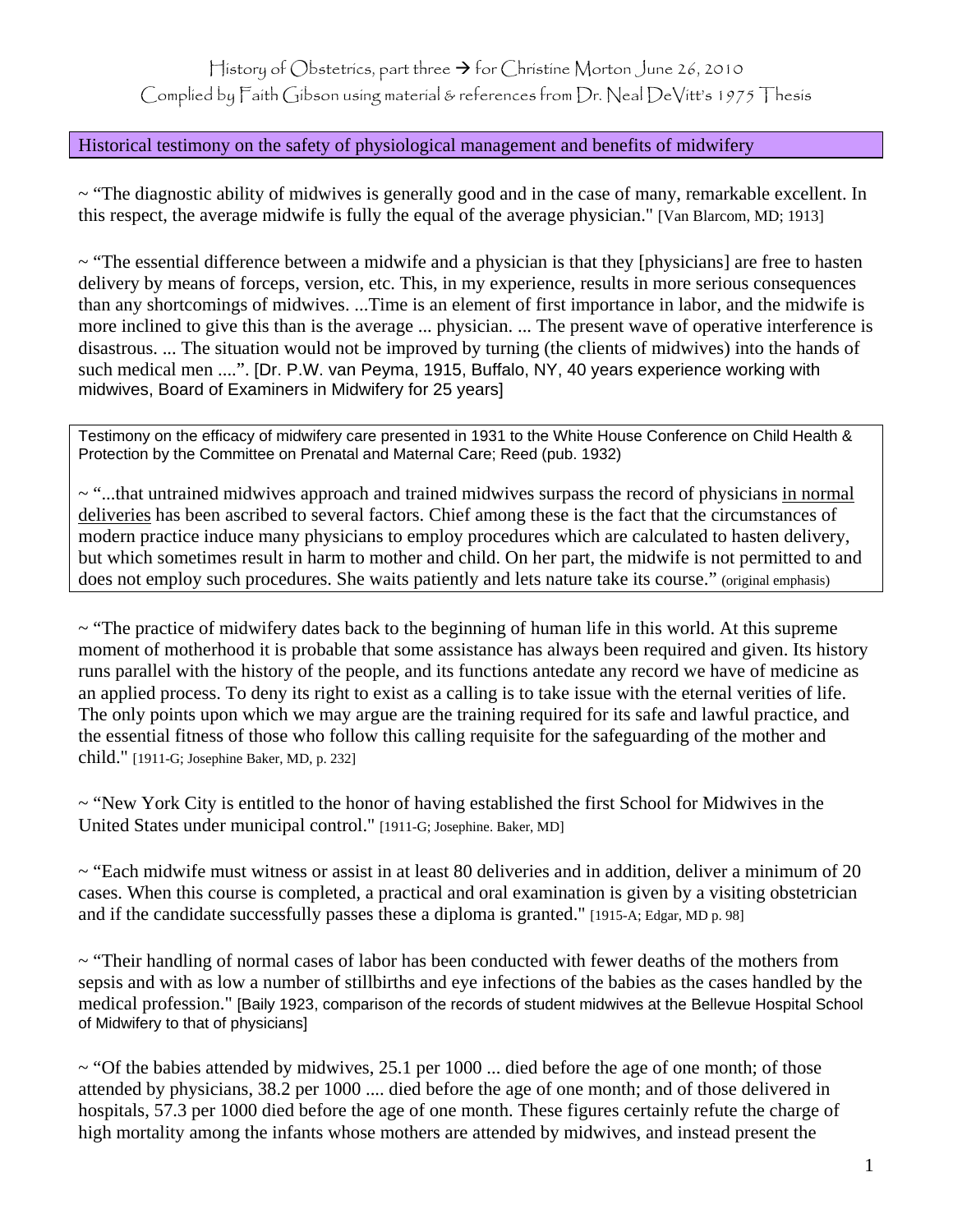History of Obstetrics, part three → for Christine Morton June 26, 2010
Complied by Faith Gibson using material & references from Dr. Neal DeVitt's 1975 Thesis

## Historical testimony on the safety of physiological management and benefits of midwifery

~ "The diagnostic ability of midwives is generally good and in the case of many, remarkable excellent. In this respect, the average midwife is fully the equal of the average physician." [Van Blarcom, MD; 1913]

~ "The essential difference between a midwife and a physician is that they [physicians] are free to hasten delivery by means of forceps, version, etc. This, in my experience, results in more serious consequences than any shortcomings of midwives. ...Time is an element of first importance in labor, and the midwife is more inclined to give this than is the average ... physician. ... The present wave of operative interference is disastrous. ... The situation would not be improved by turning (the clients of midwives) into the hands of such medical men ....". [Dr. P.W. van Peyma, 1915, Buffalo, NY, 40 years experience working with midwives, Board of Examiners in Midwifery for 25 years]

Testimony on the efficacy of midwifery care presented in 1931 to the White House Conference on Child Health & Protection by the Committee on Prenatal and Maternal Care; Reed (pub. 1932)

~ "...that untrained midwives approach and trained midwives surpass the record of physicians <u>in normal deliveries</u> has been ascribed to several factors. Chief among these is the fact that the circumstances of modern practice induce many physicians to employ procedures which are calculated to hasten delivery, but which sometimes result in harm to mother and child. On her part, the midwife is not permitted to and does not employ such procedures. She waits patiently and lets nature take its course." (original emphasis)

~ "The practice of midwifery dates back to the beginning of human life in this world. At this supreme moment of motherhood it is probable that some assistance has always been required and given. Its history runs parallel with the history of the people, and its functions antedate any record we have of medicine as an applied process. To deny its right to exist as a calling is to take issue with the eternal verities of life. The only points upon which we may argue are the training required for its safe and lawful practice, and the essential fitness of those who follow this calling requisite for the safeguarding of the mother and child." [1911-G; Josephine Baker, MD, p. 232]

~ "New York City is entitled to the honor of having established the first School for Midwives in the United States under municipal control." [1911-G; Josephine. Baker, MD]

~ "Each midwife must witness or assist in at least 80 deliveries and in addition, deliver a minimum of 20 cases. When this course is completed, a practical and oral examination is given by a visiting obstetrician and if the candidate successfully passes these a diploma is granted." [1915-A; Edgar, MD p. 98]

~ "Their handling of normal cases of labor has been conducted with fewer deaths of the mothers from sepsis and with as low a number of stillbirths and eye infections of the babies as the cases handled by the medical profession." [Baily 1923, comparison of the records of student midwives at the Bellevue Hospital School of Midwifery to that of physicians]

~ "Of the babies attended by midwives, 25.1 per 1000 ... died before the age of one month; of those attended by physicians, 38.2 per 1000 .... died before the age of one month; and of those delivered in hospitals, 57.3 per 1000 died before the age of one month. These figures certainly refute the charge of high mortality among the infants whose mothers are attended by midwives, and instead present the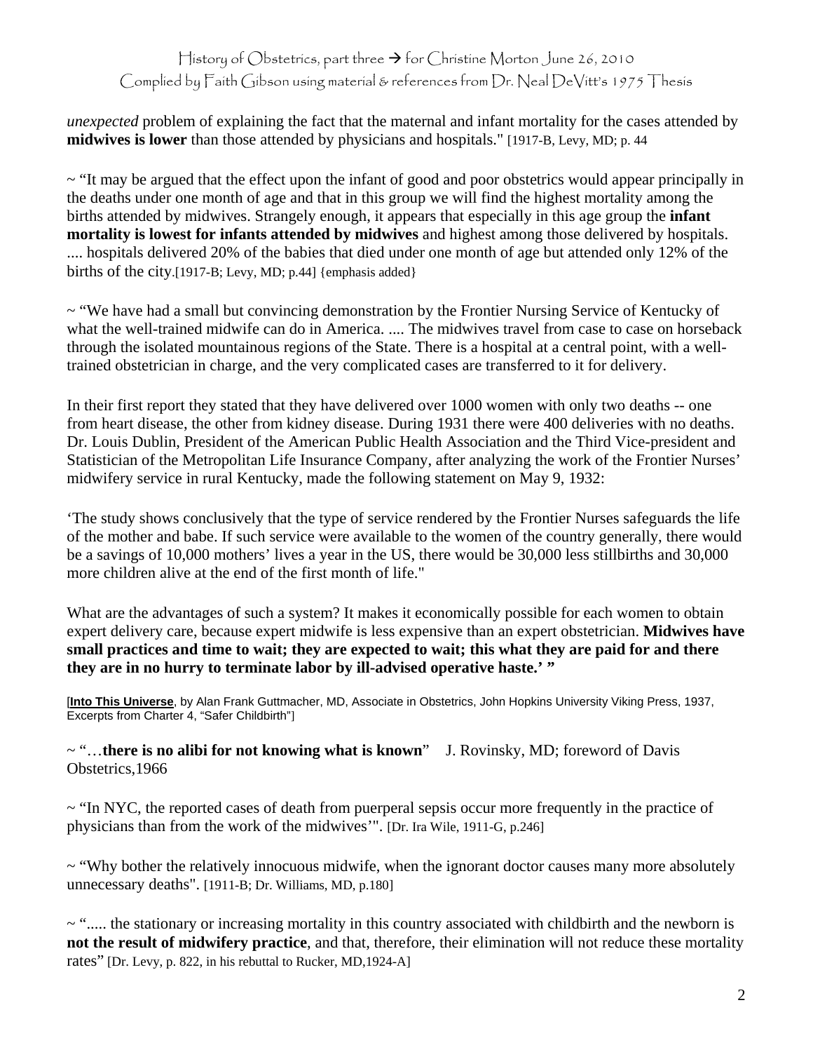*unexpected* problem of explaining the fact that the maternal and infant mortality for the cases attended by **midwives is lower** than those attended by physicians and hospitals." [1917-B, Levy, MD; p. 44

~ "It may be argued that the effect upon the infant of good and poor obstetrics would appear principally in the deaths under one month of age and that in this group we will find the highest mortality among the births attended by midwives. Strangely enough, it appears that especially in this age group the **infant mortality is lowest for infants attended by midwives** and highest among those delivered by hospitals. .... hospitals delivered 20% of the babies that died under one month of age but attended only 12% of the births of the city.[1917-B; Levy, MD; p.44] {emphasis added}

~ "We have had a small but convincing demonstration by the Frontier Nursing Service of Kentucky of what the well-trained midwife can do in America. .... The midwives travel from case to case on horseback through the isolated mountainous regions of the State. There is a hospital at a central point, with a well-trained obstetrician in charge, and the very complicated cases are transferred to it for delivery.

In their first report they stated that they have delivered over 1000 women with only two deaths -- one from heart disease, the other from kidney disease. During 1931 there were 400 deliveries with no deaths. Dr. Louis Dublin, President of the American Public Health Association and the Third Vice-president and Statistician of the Metropolitan Life Insurance Company, after analyzing the work of the Frontier Nurses' midwifery service in rural Kentucky, made the following statement on May 9, 1932:

'The study shows conclusively that the type of service rendered by the Frontier Nurses safeguards the life of the mother and babe. If such service were available to the women of the country generally, there would be a savings of 10,000 mothers' lives a year in the US, there would be 30,000 less stillbirths and 30,000 more children alive at the end of the first month of life."

What are the advantages of such a system? It makes it economically possible for each women to obtain expert delivery care, because expert midwife is less expensive than an expert obstetrician. **Midwives have small practices and time to wait; they are expected to wait; this what they are paid for and there they are in no hurry to terminate labor by ill-advised operative haste.' "**

[**Into This Universe**, by Alan Frank Guttmacher, MD, Associate in Obstetrics, John Hopkins University Viking Press, 1937, Excerpts from Charter 4, "Safer Childbirth"]

~ "…**there is no alibi for not knowing what is known**" J. Rovinsky, MD; foreword of Davis Obstetrics,1966

~ "In NYC, the reported cases of death from puerperal sepsis occur more frequently in the practice of physicians than from the work of the midwives'". [Dr. Ira Wile, 1911-G, p.246]

~ "Why bother the relatively innocuous midwife, when the ignorant doctor causes many more absolutely unnecessary deaths". [1911-B; Dr. Williams, MD, p.180]

~ "..... the stationary or increasing mortality in this country associated with childbirth and the newborn is **not the result of midwifery practice**, and that, therefore, their elimination will not reduce these mortality rates" [Dr. Levy, p. 822, in his rebuttal to Rucker, MD,1924-A]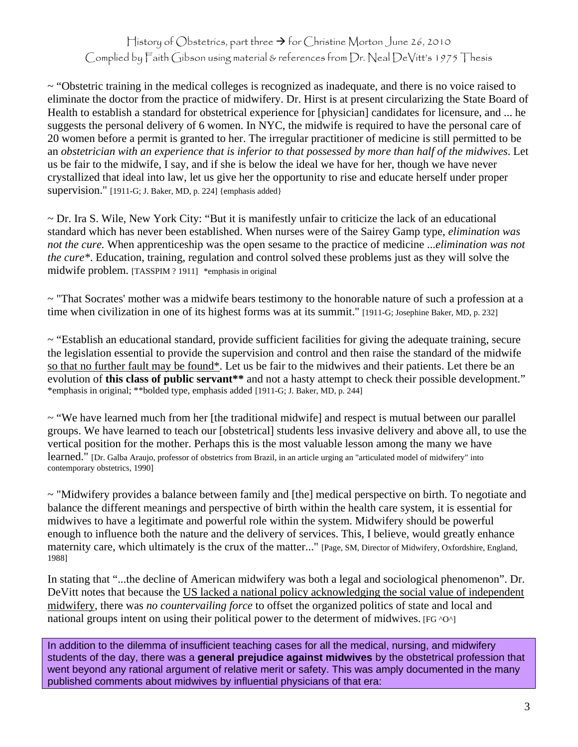~ "Obstetric training in the medical colleges is recognized as inadequate, and there is no voice raised to eliminate the doctor from the practice of midwifery. Dr. Hirst is at present circularizing the State Board of Health to establish a standard for obstetrical experience for [physician] candidates for licensure, and ... he suggests the personal delivery of 6 women. In NYC, the midwife is required to have the personal care of 20 women before a permit is granted to her. The irregular practitioner of medicine is still permitted to be an *obstetrician with an experience that is inferior to that possessed by more than half of the midwives*. Let us be fair to the midwife, I say, and if she is below the ideal we have for her, though we have never crystallized that ideal into law, let us give her the opportunity to rise and educate herself under proper supervision." [1911-G; J. Baker, MD, p. 224] {emphasis added}

~ Dr. Ira S. Wile, New York City: "But it is manifestly unfair to criticize the lack of an educational standard which has never been established. When nurses were of the Sairey Gamp type, *elimination was not the cure.* When apprenticeship was the open sesame to the practice of medicine ...*elimination was not the cure\**. Education, training, regulation and control solved these problems just as they will solve the midwife problem. [TASSPIM ? 1911] *emphasis in original

~ "That Socrates' mother was a midwife bears testimony to the honorable nature of such a profession at a time when civilization in one of its highest forms was at its summit." [1911-G; Josephine Baker, MD, p. 232]

~ "Establish an educational standard, provide sufficient facilities for giving the adequate training, secure the legislation essential to provide the supervision and control and then raise the standard of the midwife <u>so that no further fault may be found</u>*. Let us be fair to the midwives and their patients. Let there be an evolution of **this class of public servant\*\*** and not a hasty attempt to check their possible development." *emphasis in original; **bolded type, emphasis added [1911-G; J. Baker, MD, p. 244]

~ "We have learned much from her [the traditional midwife] and respect is mutual between our parallel groups. We have learned to teach our [obstetrical] students less invasive delivery and above all, to use the vertical position for the mother. Perhaps this is the most valuable lesson among the many we have learned." [Dr. Galba Araujo, professor of obstetrics from Brazil, in an article urging an "articulated model of midwifery" into contemporary obstetrics, 1990]

~ "Midwifery provides a balance between family and [the] medical perspective on birth. To negotiate and balance the different meanings and perspective of birth within the health care system, it is essential for midwives to have a legitimate and powerful role within the system. Midwifery should be powerful enough to influence both the nature and the delivery of services. This, I believe, would greatly enhance maternity care, which ultimately is the crux of the matter..." [Page, SM, Director of Midwifery, Oxfordshire, England, 1988]

In stating that "...the decline of American midwifery was both a legal and sociological phenomenon". Dr. DeVitt notes that because the <u>US lacked a national policy acknowledging the social value of independent midwifery</u>, there was *no countervailing force* to offset the organized politics of state and local and national groups intent on using their political power to the determent of midwives. [FG ^O^]

In addition to the dilemma of insufficient teaching cases for all the medical, nursing, and midwifery students of the day, there was a **general prejudice against midwives** by the obstetrical profession that went beyond any rational argument of relative merit or safety. This was amply documented in the many published comments about midwives by influential physicians of that era: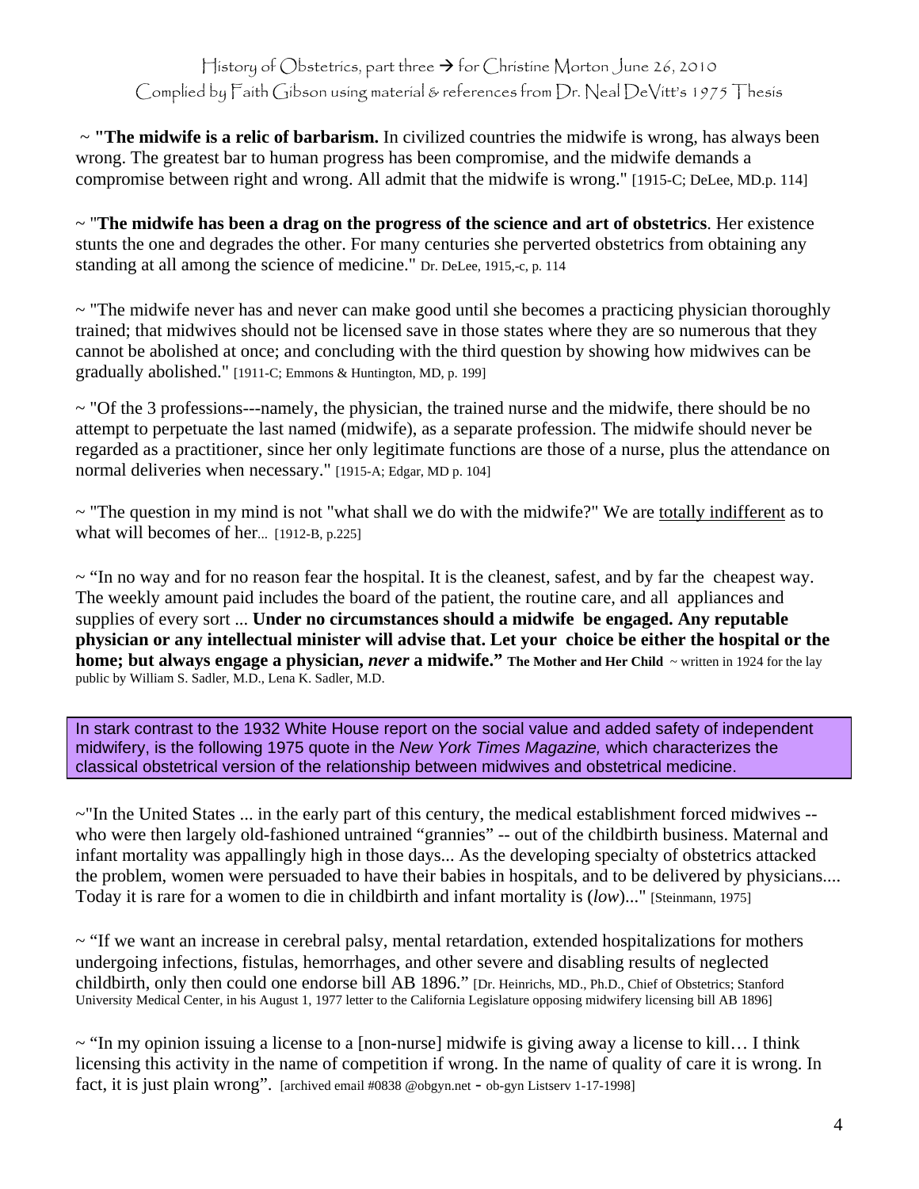~ **"The midwife is a relic of barbarism.** In civilized countries the midwife is wrong, has always been wrong. The greatest bar to human progress has been compromise, and the midwife demands a compromise between right and wrong. All admit that the midwife is wrong." [1915-C; DeLee, MD.p. 114]

~ "**The midwife has been a drag on the progress of the science and art of obstetrics**. Her existence stunts the one and degrades the other. For many centuries she perverted obstetrics from obtaining any standing at all among the science of medicine." Dr. DeLee, 1915,-c, p. 114

~ "The midwife never has and never can make good until she becomes a practicing physician thoroughly trained; that midwives should not be licensed save in those states where they are so numerous that they cannot be abolished at once; and concluding with the third question by showing how midwives can be gradually abolished." [1911-C; Emmons & Huntington, MD, p. 199]

~ "Of the 3 professions---namely, the physician, the trained nurse and the midwife, there should be no attempt to perpetuate the last named (midwife), as a separate profession. The midwife should never be regarded as a practitioner, since her only legitimate functions are those of a nurse, plus the attendance on normal deliveries when necessary." [1915-A; Edgar, MD p. 104]

~ "The question in my mind is not "what shall we do with the midwife?" We are totally indifferent as to what will becomes of her... [1912-B, p.225]

~ "In no way and for no reason fear the hospital. It is the cleanest, safest, and by far the cheapest way. The weekly amount paid includes the board of the patient, the routine care, and all appliances and supplies of every sort ... **Under no circumstances should a midwife be engaged. Any reputable physician or any intellectual minister will advise that. Let your choice be either the hospital or the home; but always engage a physician, *never* a midwife." The Mother and Her Child** ~ written in 1924 for the lay public by William S. Sadler, M.D., Lena K. Sadler, M.D.

In stark contrast to the 1932 White House report on the social value and added safety of independent midwifery, is the following 1975 quote in the *New York Times Magazine,* which characterizes the classical obstetrical version of the relationship between midwives and obstetrical medicine.

~"In the United States ... in the early part of this century, the medical establishment forced midwives -- who were then largely old-fashioned untrained "grannies" -- out of the childbirth business. Maternal and infant mortality was appallingly high in those days... As the developing specialty of obstetrics attacked the problem, women were persuaded to have their babies in hospitals, and to be delivered by physicians.... Today it is rare for a women to die in childbirth and infant mortality is (*low*)..." [Steinmann, 1975]

~ "If we want an increase in cerebral palsy, mental retardation, extended hospitalizations for mothers undergoing infections, fistulas, hemorrhages, and other severe and disabling results of neglected childbirth, only then could one endorse bill AB 1896." [Dr. Heinrichs, MD., Ph.D., Chief of Obstetrics; Stanford University Medical Center, in his August 1, 1977 letter to the California Legislature opposing midwifery licensing bill AB 1896]

~ "In my opinion issuing a license to a [non-nurse] midwife is giving away a license to kill… I think licensing this activity in the name of competition if wrong. In the name of quality of care it is wrong. In fact, it is just plain wrong". [archived email #0838 @obgyn.net - ob-gyn Listserv 1-17-1998]